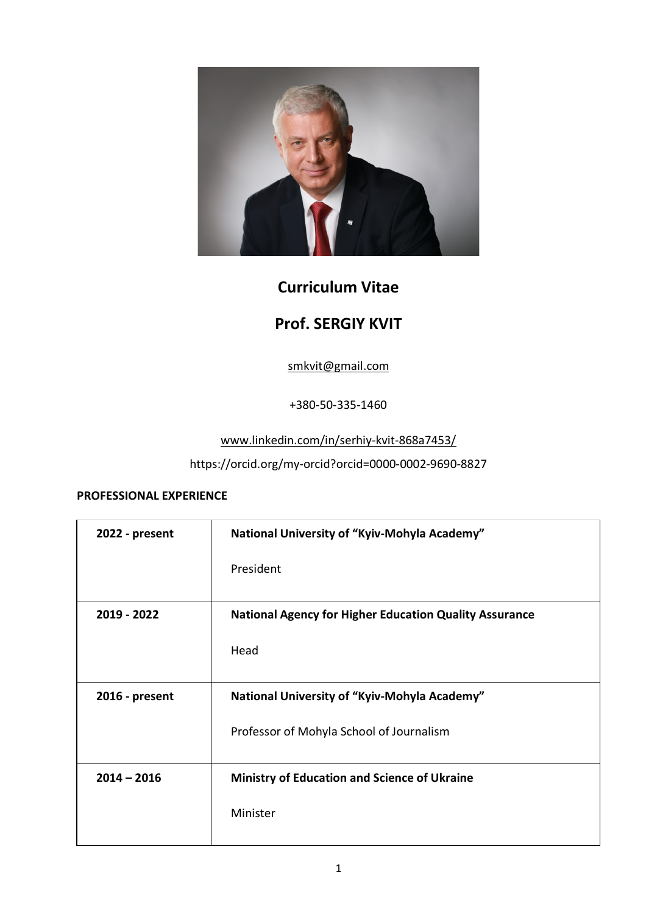# Curriculum Vitae

## Prof. SERGIY KVIT

smkvit@gmail.com

+380-50-335-1460

www.linkedin.com/in/serhiy-kvit-868a7453/

https://orcid.org/my-orcid?orcid=0000-0002-9690-8827

**PROFESSIONAL EXPERIENCE**

| | |
|---|---|
| **2022 - present** | **National University of "Kyiv-Mohyla Academy"**<br><br>President |
| **2019 - 2022** | **National Agency for Higher Education Quality Assurance**<br><br>Head |
| **2016 - present** | **National University of "Kyiv-Mohyla Academy"**<br><br>Professor of Mohyla School of Journalism |
| **2014 – 2016** | **Ministry of Education and Science of Ukraine**<br><br>Minister |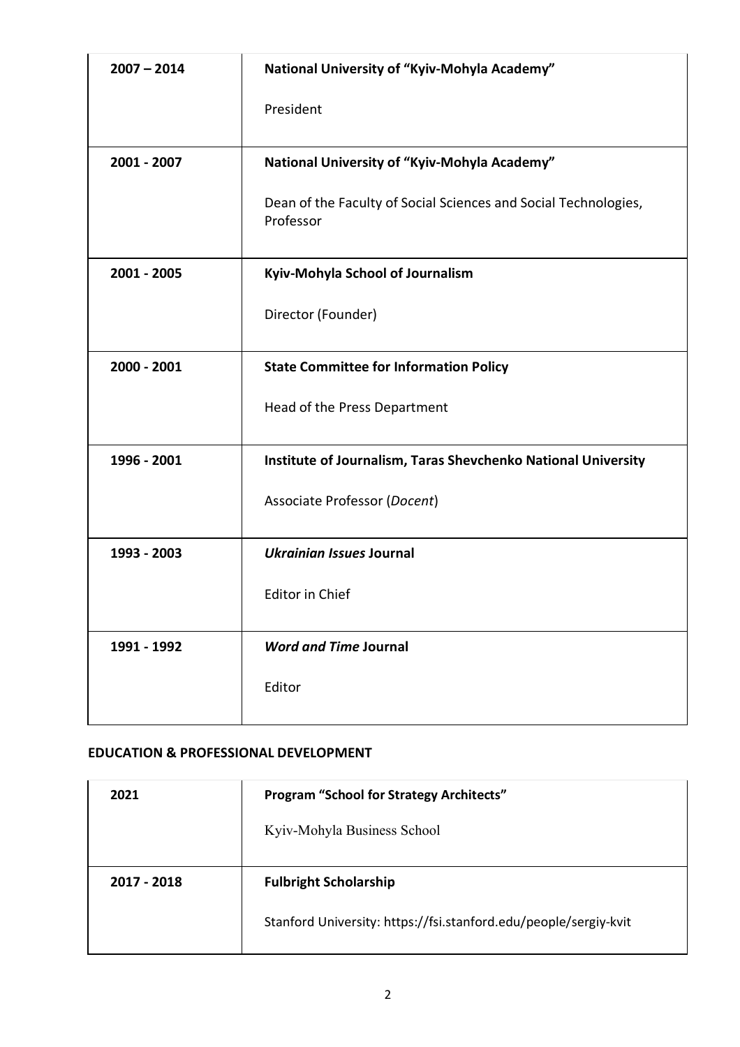| 2007 – 2014 | **National University of "Kyiv-Mohyla Academy"**<br><br>President |
|---|---|
| 2001 - 2007 | **National University of "Kyiv-Mohyla Academy"**<br><br>Dean of the Faculty of Social Sciences and Social Technologies, Professor |
| 2001 - 2005 | **Kyiv-Mohyla School of Journalism**<br><br>Director (Founder) |
| 2000 - 2001 | **State Committee for Information Policy**<br><br>Head of the Press Department |
| 1996 - 2001 | **Institute of Journalism, Taras Shevchenko National University**<br><br>Associate Professor (*Docent*) |
| 1993 - 2003 | ***Ukrainian Issues* Journal**<br><br>Editor in Chief |
| 1991 - 1992 | ***Word and Time* Journal**<br><br>Editor |

## EDUCATION & PROFESSIONAL DEVELOPMENT

| 2021 | **Program "School for Strategy Architects"**<br><br>Kyiv-Mohyla Business School |
|---|---|
| 2017 - 2018 | **Fulbright Scholarship**<br><br>Stanford University: https://fsi.stanford.edu/people/sergiy-kvit |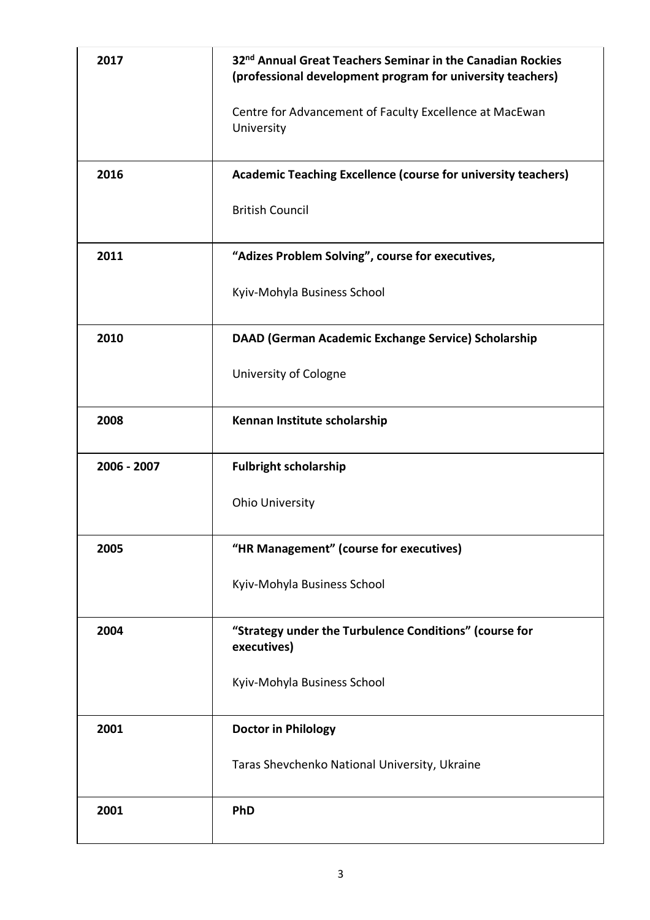| | |
|---|---|
| **2017** | **32nd Annual Great Teachers Seminar in the Canadian Rockies (professional development program for university teachers)**<br><br>Centre for Advancement of Faculty Excellence at MacEwan University |
| **2016** | **Academic Teaching Excellence (course for university teachers)**<br><br>British Council |
| **2011** | **“Adizes Problem Solving”, course for executives,**<br><br>Kyiv-Mohyla Business School |
| **2010** | **DAAD (German Academic Exchange Service) Scholarship**<br><br>University of Cologne |
| **2008** | **Kennan Institute scholarship** |
| **2006 - 2007** | **Fulbright scholarship**<br><br>Ohio University |
| **2005** | **“HR Management” (course for executives)**<br><br>Kyiv-Mohyla Business School |
| **2004** | **“Strategy under the Turbulence Conditions” (course for executives)**<br><br>Kyiv-Mohyla Business School |
| **2001** | **Doctor in Philology**<br><br>Taras Shevchenko National University, Ukraine |
| **2001** | **PhD** |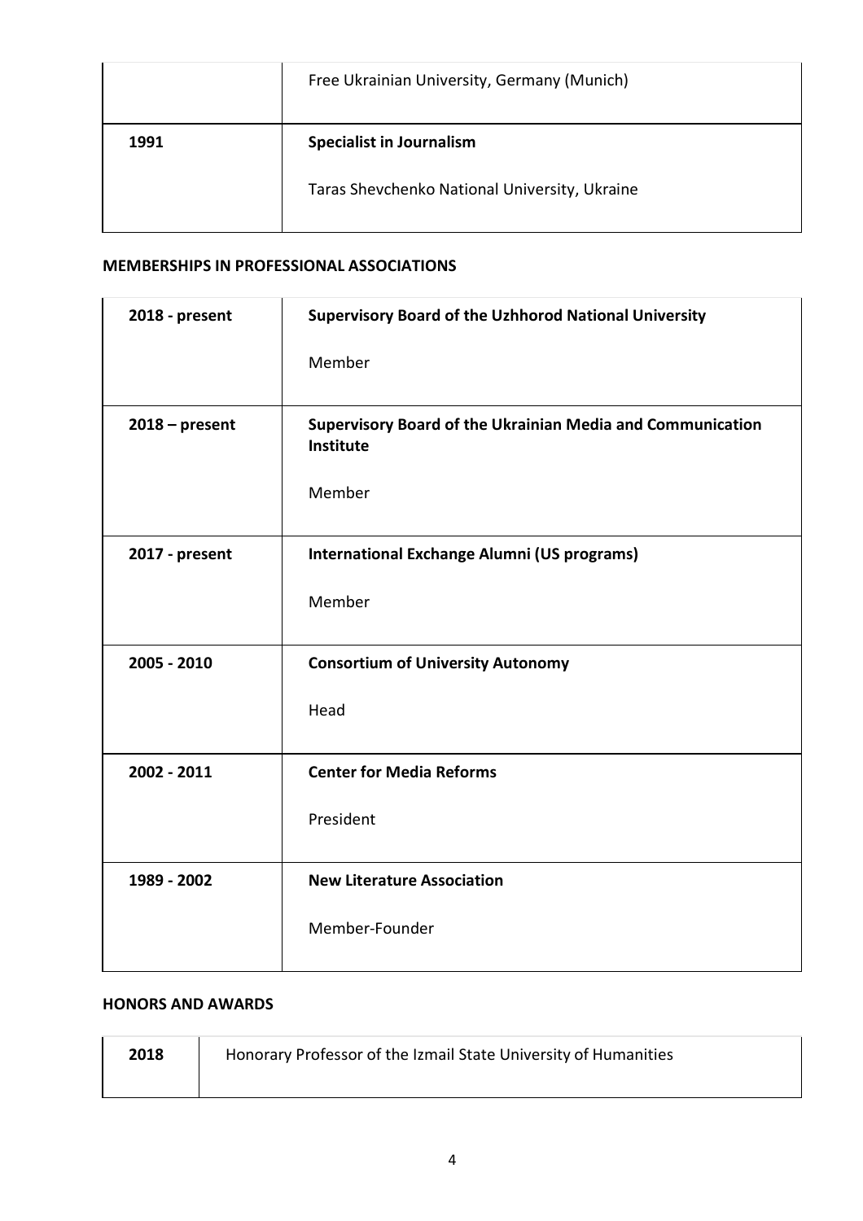| | Free Ukrainian University, Germany (Munich) |
|---|---|
| **1991** | **Specialist in Journalism**<br><br>Taras Shevchenko National University, Ukraine |

## MEMBERSHIPS IN PROFESSIONAL ASSOCIATIONS

| | |
|---|---|
| **2018 - present** | **Supervisory Board of the Uzhhorod National University**<br><br>Member |
| **2018 – present** | **Supervisory Board of the Ukrainian Media and Communication Institute**<br><br>Member |
| **2017 - present** | **International Exchange Alumni (US programs)**<br><br>Member |
| **2005 - 2010** | **Consortium of University Autonomy**<br><br>Head |
| **2002 - 2011** | **Center for Media Reforms**<br><br>President |
| **1989 - 2002** | **New Literature Association**<br><br>Member-Founder |

## HONORS AND AWARDS

| | |
|---|---|
| **2018** | Honorary Professor of the Izmail State University of Humanities |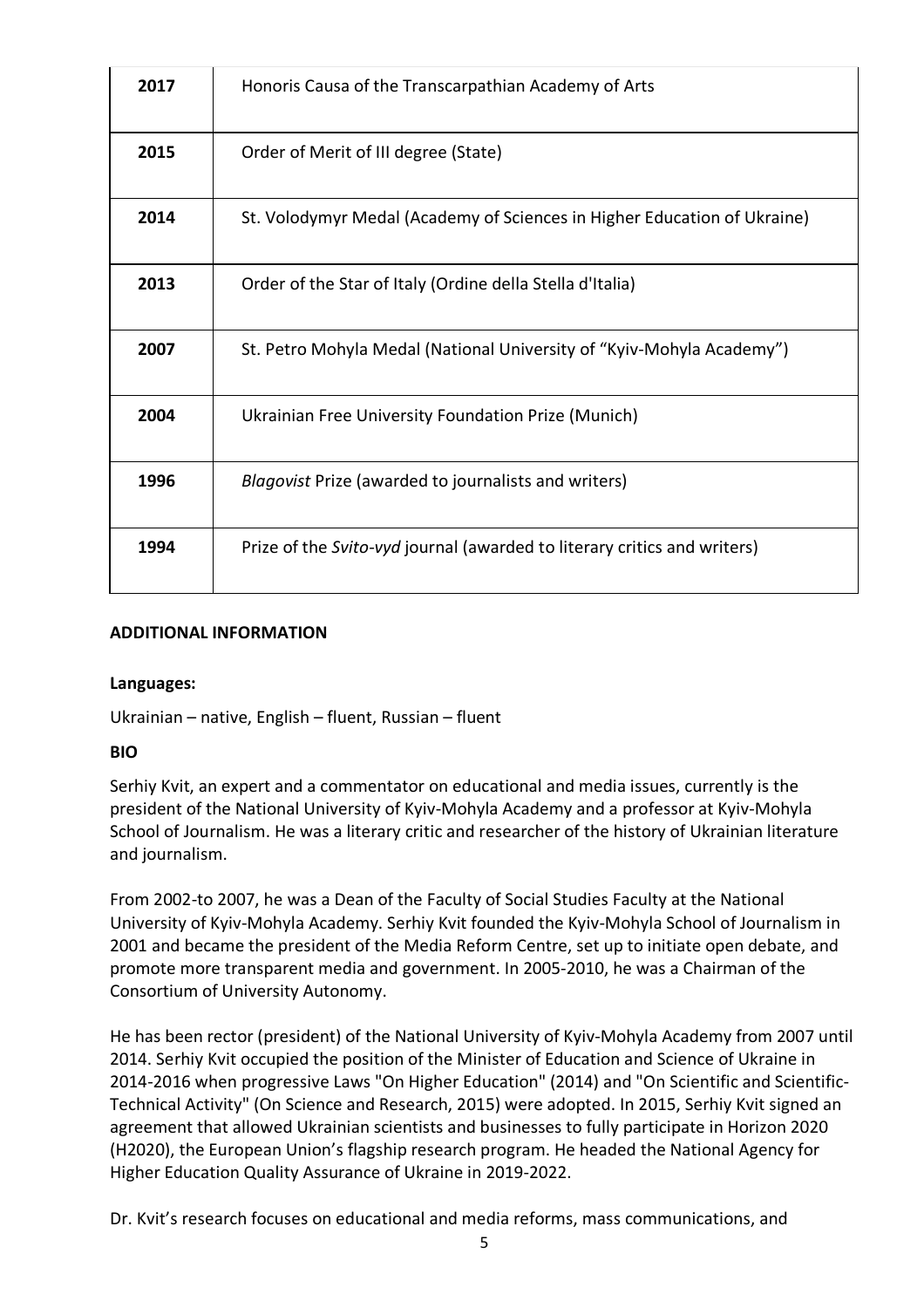| 2017 | Honoris Causa of the Transcarpathian Academy of Arts |
|---|---|
| 2015 | Order of Merit of III degree (State) |
| 2014 | St. Volodymyr Medal (Academy of Sciences in Higher Education of Ukraine) |
| 2013 | Order of the Star of Italy (Ordine della Stella d'Italia) |
| 2007 | St. Petro Mohyla Medal (National University of “Kyiv-Mohyla Academy”) |
| 2004 | Ukrainian Free University Foundation Prize (Munich) |
| 1996 | *Blagovist* Prize (awarded to journalists and writers) |
| 1994 | Prize of the *Svito-vyd* journal (awarded to literary critics and writers) |

**ADDITIONAL INFORMATION**

**Languages:**

Ukrainian – native, English – fluent, Russian – fluent

**BIO**

Serhiy Kvit, an expert and a commentator on educational and media issues, currently is the president of the National University of Kyiv-Mohyla Academy and a professor at Kyiv-Mohyla School of Journalism. He was a literary critic and researcher of the history of Ukrainian literature and journalism.

From 2002-to 2007, he was a Dean of the Faculty of Social Studies Faculty at the National University of Kyiv-Mohyla Academy. Serhiy Kvit founded the Kyiv-Mohyla School of Journalism in 2001 and became the president of the Media Reform Centre, set up to initiate open debate, and promote more transparent media and government. In 2005-2010, he was a Chairman of the Consortium of University Autonomy.

He has been rector (president) of the National University of Kyiv-Mohyla Academy from 2007 until 2014. Serhiy Kvit occupied the position of the Minister of Education and Science of Ukraine in 2014-2016 when progressive Laws "On Higher Education" (2014) and "On Scientific and Scientific-Technical Activity" (On Science and Research, 2015) were adopted. In 2015, Serhiy Kvit signed an agreement that allowed Ukrainian scientists and businesses to fully participate in Horizon 2020 (H2020), the European Union’s flagship research program. He headed the National Agency for Higher Education Quality Assurance of Ukraine in 2019-2022.

Dr. Kvit’s research focuses on educational and media reforms, mass communications, and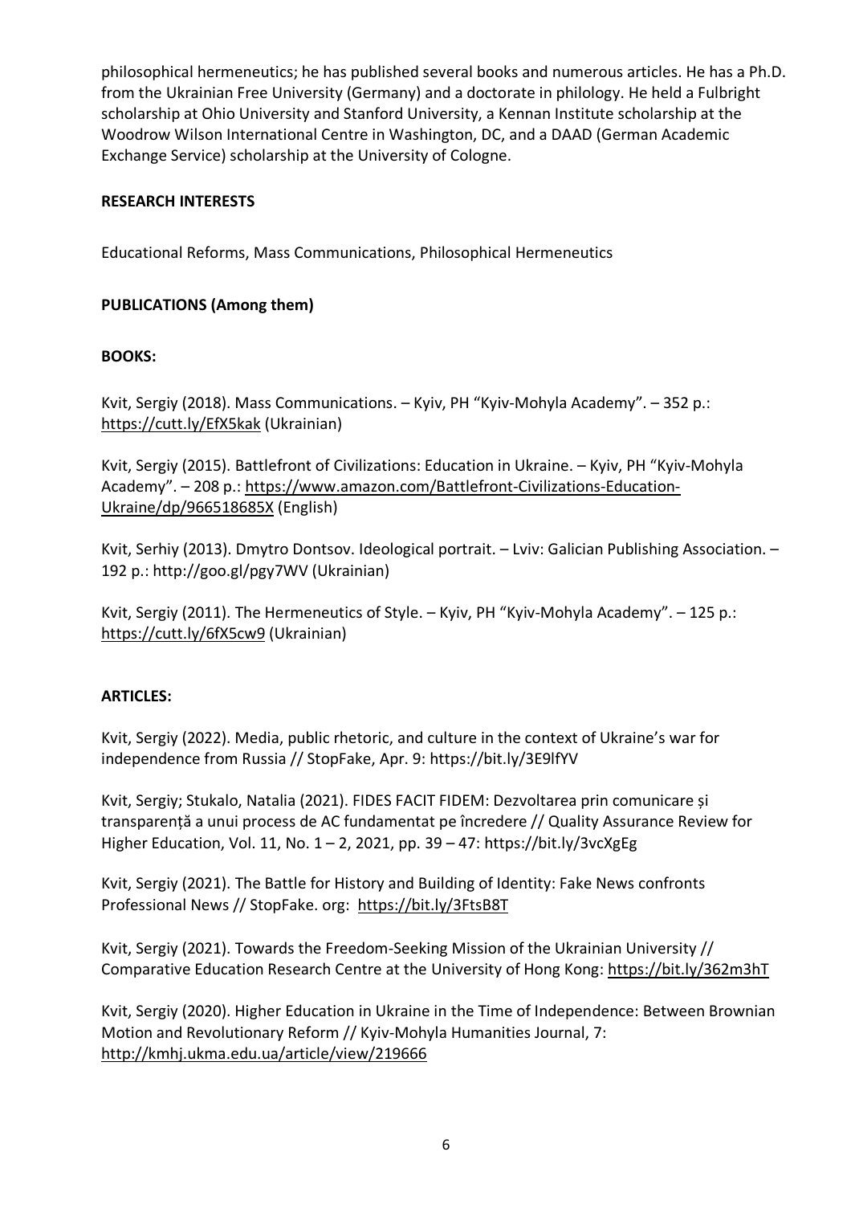philosophical hermeneutics; he has published several books and numerous articles. He has a Ph.D. from the Ukrainian Free University (Germany) and a doctorate in philology. He held a Fulbright scholarship at Ohio University and Stanford University, a Kennan Institute scholarship at the Woodrow Wilson International Centre in Washington, DC, and a DAAD (German Academic Exchange Service) scholarship at the University of Cologne.

**RESEARCH INTERESTS**

Educational Reforms, Mass Communications, Philosophical Hermeneutics

**PUBLICATIONS (Among them)**

**BOOKS:**

Kvit, Sergiy (2018). Mass Communications. – Kyiv, PH "Kyiv-Mohyla Academy". – 352 p.: https://cutt.ly/EfX5kak (Ukrainian)

Kvit, Sergiy (2015). Battlefront of Civilizations: Education in Ukraine. – Kyiv, PH "Kyiv-Mohyla Academy". – 208 p.: https://www.amazon.com/Battlefront-Civilizations-Education-Ukraine/dp/966518685X (English)

Kvit, Serhiy (2013). Dmytro Dontsov. Ideological portrait. – Lviv: Galician Publishing Association. – 192 p.: http://goo.gl/pgy7WV (Ukrainian)

Kvit, Sergiy (2011). The Hermeneutics of Style. – Kyiv, PH "Kyiv-Mohyla Academy". – 125 p.: https://cutt.ly/6fX5cw9 (Ukrainian)

**ARTICLES:**

Kvit, Sergiy (2022). Media, public rhetoric, and culture in the context of Ukraine's war for independence from Russia // StopFake, Apr. 9: https://bit.ly/3E9lfYV

Kvit, Sergiy; Stukalo, Natalia (2021). FIDES FACIT FIDEM: Dezvoltarea prin comunicare și transparență a unui process de AC fundamentat pe încredere // Quality Assurance Review for Higher Education, Vol. 11, No. 1 – 2, 2021, pp. 39 – 47: https://bit.ly/3vcXgEg

Kvit, Sergiy (2021). The Battle for History and Building of Identity: Fake News confronts Professional News // StopFake. org: https://bit.ly/3FtsB8T

Kvit, Sergiy (2021). Towards the Freedom-Seeking Mission of the Ukrainian University // Comparative Education Research Centre at the University of Hong Kong: https://bit.ly/362m3hT

Kvit, Sergiy (2020). Higher Education in Ukraine in the Time of Independence: Between Brownian Motion and Revolutionary Reform // Kyiv-Mohyla Humanities Journal, 7: http://kmhj.ukma.edu.ua/article/view/219666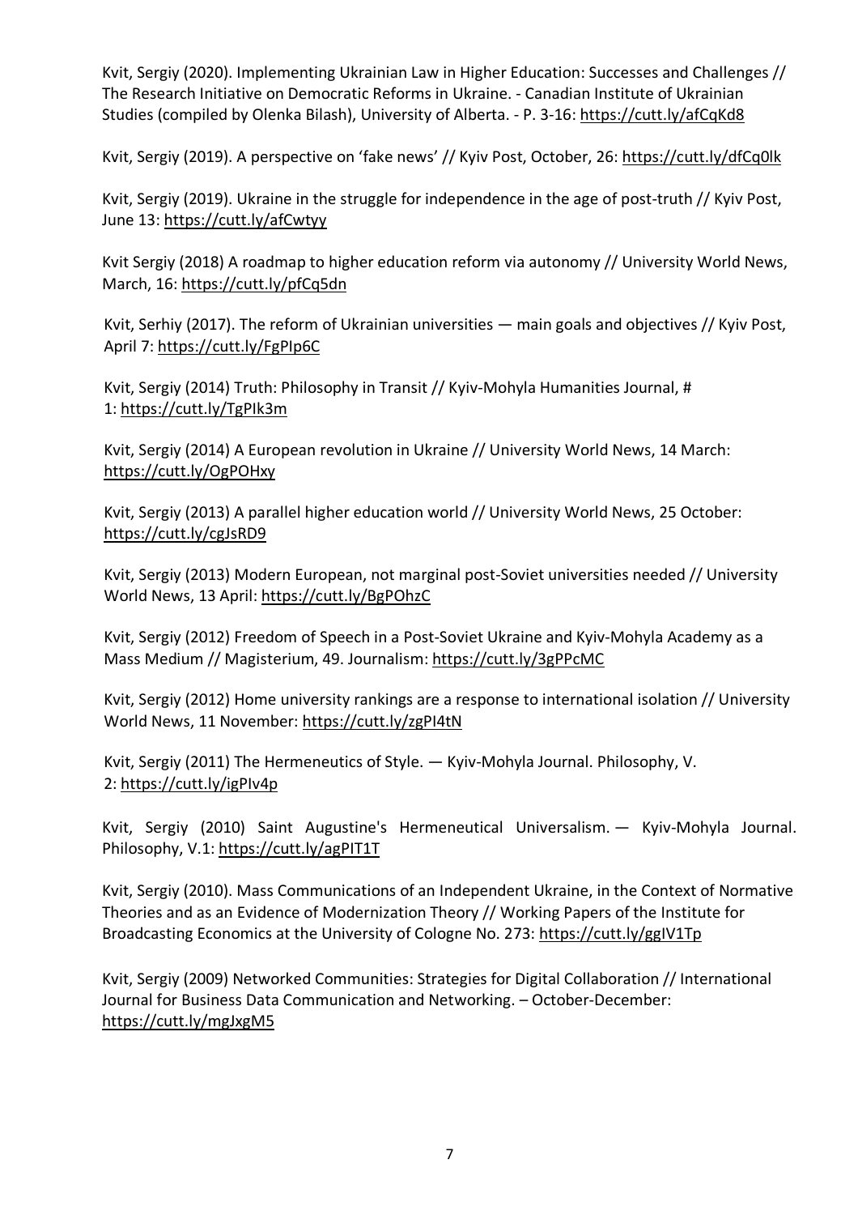Kvit, Sergiy (2020). Implementing Ukrainian Law in Higher Education: Successes and Challenges // The Research Initiative on Democratic Reforms in Ukraine. - Canadian Institute of Ukrainian Studies (compiled by Olenka Bilash), University of Alberta. - P. 3-16: https://cutt.ly/afCqKd8

Kvit, Sergiy (2019). A perspective on 'fake news' // Kyiv Post, October, 26: https://cutt.ly/dfCq0lk

Kvit, Sergiy (2019). Ukraine in the struggle for independence in the age of post-truth // Kyiv Post, June 13: https://cutt.ly/afCwtyy

Kvit Sergiy (2018) A roadmap to higher education reform via autonomy // University World News, March, 16: https://cutt.ly/pfCq5dn

Kvit, Serhiy (2017). The reform of Ukrainian universities — main goals and objectives // Kyiv Post, April 7: https://cutt.ly/FgPIp6C

Kvit, Sergiy (2014) Truth: Philosophy in Transit // Kyiv-Mohyla Humanities Journal, # 1: https://cutt.ly/TgPIk3m

Kvit, Sergiy (2014) A European revolution in Ukraine // University World News, 14 March: https://cutt.ly/OgPOHxy

Kvit, Sergiy (2013) A parallel higher education world // University World News, 25 October: https://cutt.ly/cgJsRD9

Kvit, Sergiy (2013) Modern European, not marginal post-Soviet universities needed // University World News, 13 April: https://cutt.ly/BgPOhzC

Kvit, Sergiy (2012) Freedom of Speech in a Post-Soviet Ukraine and Kyiv-Mohyla Academy as a Mass Medium // Magisterium, 49. Journalism: https://cutt.ly/3gPPcMC

Kvit, Sergiy (2012) Home university rankings are a response to international isolation // University World News, 11 November: https://cutt.ly/zgPI4tN

Kvit, Sergiy (2011) The Hermeneutics of Style. — Kyiv-Mohyla Journal. Philosophy, V. 2: https://cutt.ly/igPIv4p

Kvit, Sergiy (2010) Saint Augustine's Hermeneutical Universalism. — Kyiv-Mohyla Journal. Philosophy, V.1: https://cutt.ly/agPIT1T

Kvit, Sergiy (2010). Mass Communications of an Independent Ukraine, in the Context of Normative Theories and as an Evidence of Modernization Theory // Working Papers of the Institute for Broadcasting Economics at the University of Cologne No. 273: https://cutt.ly/ggIV1Tp

Kvit, Sergiy (2009) Networked Communities: Strategies for Digital Collaboration // International Journal for Business Data Communication and Networking. – October-December: https://cutt.ly/mgJxgM5